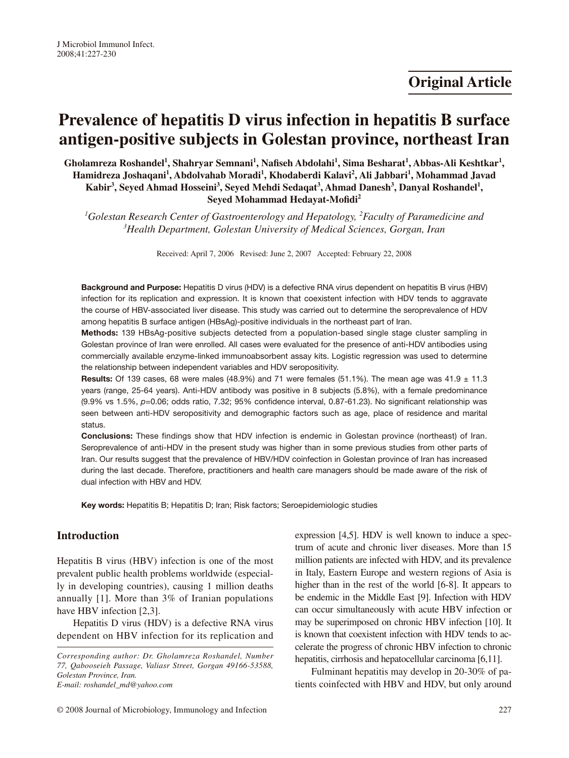Original Article

# Prevalence of hepatitis D virus infection in hepatitis B surface antigen-positive subjects in Golestan province, northeast Iran

**Gholamreza Roshandel[1], Shahryar Semnani[1], Nafiseh Abdolahi[1], Sima Besharat[1], Abbas-Ali Keshtkar[1], Hamidreza Joshaqani[1], Abdolvahab Moradi[1], Khodaberdi Kalavi[2], Ali Jabbari[1], Mohammad Javad Kabir[3], Seyed Ahmad Hosseini[3], Seyed Mehdi Sedaqat[3], Ahmad Danesh[3], Danyal Roshandel[1], Seyed Mohammad Hedayat-Mofidi[2]**

*[1]Golestan Research Center of Gastroenterology and Hepatology, [2]Faculty of Paramedicine and [3]Health Department, Golestan University of Medical Sciences, Gorgan, Iran*

Received: April 7, 2006 Revised: June 2, 2007 Accepted: February 22, 2008

**Background and Purpose:** Hepatitis D virus (HDV) is a defective RNA virus dependent on hepatitis B virus (HBV) infection for its replication and expression. It is known that coexistent infection with HDV tends to aggravate the course of HBV-associated liver disease. This study was carried out to determine the seroprevalence of HDV among hepatitis B surface antigen (HBsAg)-positive individuals in the northeast part of Iran.

**Methods:** 139 HBsAg-positive subjects detected from a population-based single stage cluster sampling in Golestan province of Iran were enrolled. All cases were evaluated for the presence of anti-HDV antibodies using commercially available enzyme-linked immunoabsorbent assay kits. Logistic regression was used to determine the relationship between independent variables and HDV seropositivity.

**Results:** Of 139 cases, 68 were males (48.9%) and 71 were females (51.1%). The mean age was 41.9 ± 11.3 years (range, 25-64 years). Anti-HDV antibody was positive in 8 subjects (5.8%), with a female predominance (9.9% vs 1.5%, $p$=0.06; odds ratio, 7.32; 95% confidence interval, 0.87-61.23). No significant relationship was seen between anti-HDV seropositivity and demographic factors such as age, place of residence and marital status.

**Conclusions:** These findings show that HDV infection is endemic in Golestan province (northeast) of Iran. Seroprevalence of anti-HDV in the present study was higher than in some previous studies from other parts of Iran. Our results suggest that the prevalence of HBV/HDV coinfection in Golestan province of Iran has increased during the last decade. Therefore, practitioners and health care managers should be made aware of the risk of dual infection with HBV and HDV.

**Key words:** Hepatitis B; Hepatitis D; Iran; Risk factors; Seroepidemiologic studies

## Introduction

Hepatitis B virus (HBV) infection is one of the most prevalent public health problems worldwide (especially in developing countries), causing 1 million deaths annually [1]. More than 3% of Iranian populations have HBV infection [2,3].

Hepatitis D virus (HDV) is a defective RNA virus dependent on HBV infection for its replication and expression [4,5]. HDV is well known to induce a spectrum of acute and chronic liver diseases. More than 15 million patients are infected with HDV, and its prevalence in Italy, Eastern Europe and western regions of Asia is higher than in the rest of the world [6-8]. It appears to be endemic in the Middle East [9]. Infection with HDV can occur simultaneously with acute HBV infection or may be superimposed on chronic HBV infection [10]. It is known that coexistent infection with HDV tends to accelerate the progress of chronic HBV infection to chronic hepatitis, cirrhosis and hepatocellular carcinoma [6,11].

Fulminant hepatitis may develop in 20-30% of patients coinfected with HBV and HDV, but only around

*Corresponding author: Dr. Gholamreza Roshandel, Number 77, Qabooseieh Passage, Valiasr Street, Gorgan 49166-53588, Golestan Province, Iran.*
*E-mail: roshandel_md@yahoo.com*

© 2008 Journal of Microbiology, Immunology and Infection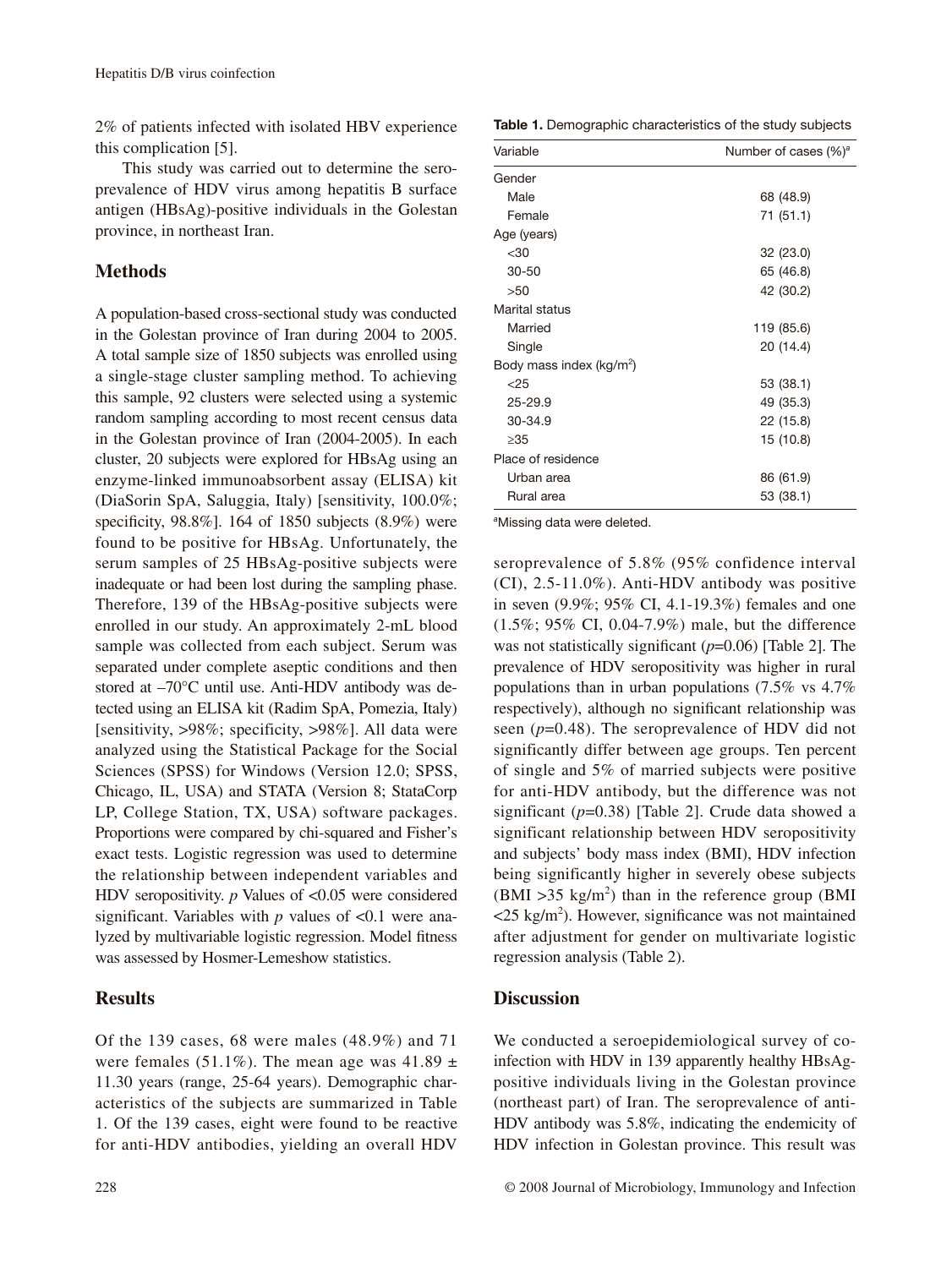2% of patients infected with isolated HBV experience this complication [5].

This study was carried out to determine the seroprevalence of HDV virus among hepatitis B surface antigen (HBsAg)-positive individuals in the Golestan province, in northeast Iran.

## Methods

A population-based cross-sectional study was conducted in the Golestan province of Iran during 2004 to 2005. A total sample size of 1850 subjects was enrolled using a single-stage cluster sampling method. To achieving this sample, 92 clusters were selected using a systemic random sampling according to most recent census data in the Golestan province of Iran (2004-2005). In each cluster, 20 subjects were explored for HBsAg using an enzyme-linked immunoabsorbent assay (ELISA) kit (DiaSorin SpA, Saluggia, Italy) [sensitivity, 100.0%; specificity, 98.8%]. 164 of 1850 subjects (8.9%) were found to be positive for HBsAg. Unfortunately, the serum samples of 25 HBsAg-positive subjects were inadequate or had been lost during the sampling phase. Therefore, 139 of the HBsAg-positive subjects were enrolled in our study. An approximately 2-mL blood sample was collected from each subject. Serum was separated under complete aseptic conditions and then stored at –70°C until use. Anti-HDV antibody was detected using an ELISA kit (Radim SpA, Pomezia, Italy) [sensitivity, >98%; specificity, >98%]. All data were analyzed using the Statistical Package for the Social Sciences (SPSS) for Windows (Version 12.0; SPSS, Chicago, IL, USA) and STATA (Version 8; StataCorp LP, College Station, TX, USA) software packages. Proportions were compared by chi-squared and Fisher's exact tests. Logistic regression was used to determine the relationship between independent variables and HDV seropositivity. *p* Values of <0.05 were considered significant. Variables with *p* values of <0.1 were analyzed by multivariable logistic regression. Model fitness was assessed by Hosmer-Lemeshow statistics.

## Results

Of the 139 cases, 68 were males (48.9%) and 71 were females (51.1%). The mean age was 41.89 ± 11.30 years (range, 25-64 years). Demographic characteristics of the subjects are summarized in Table 1. Of the 139 cases, eight were found to be reactive for anti-HDV antibodies, yielding an overall HDV seroprevalence of 5.8% (95% confidence interval (CI), 2.5-11.0%). Anti-HDV antibody was positive in seven (9.9%; 95% CI, 4.1-19.3%) females and one (1.5%; 95% CI, 0.04-7.9%) male, but the difference was not statistically significant ($p$=0.06) [Table 2]. The prevalence of HDV seropositivity was higher in rural populations than in urban populations (7.5% vs 4.7% respectively), although no significant relationship was seen ($p$=0.48). The seroprevalence of HDV did not significantly differ between age groups. Ten percent of single and 5% of married subjects were positive for anti-HDV antibody, but the difference was not significant ($p$=0.38) [Table 2]. Crude data showed a significant relationship between HDV seropositivity and subjects' body mass index (BMI), HDV infection being significantly higher in severely obese subjects (BMI >35 kg/m$^2$) than in the reference group (BMI <25 kg/m$^2$). However, significance was not maintained after adjustment for gender on multivariate logistic regression analysis (Table 2).

**Table 1.** Demographic characteristics of the study subjects

| Variable | Number of cases (%)[a] |
|---|---|
| Gender | |
| Male | 68 (48.9) |
| Female | 71 (51.1) |
| Age (years) | |
| <30 | 32 (23.0) |
| 30-50 | 65 (46.8) |
| >50 | 42 (30.2) |
| Marital status | |
| Married | 119 (85.6) |
| Single | 20 (14.4) |
| Body mass index (kg/m$^2$) | |
| <25 | 53 (38.1) |
| 25-29.9 | 49 (35.3) |
| 30-34.9 | 22 (15.8) |
| ≥35 | 15 (10.8) |
| Place of residence | |
| Urban area | 86 (61.9) |
| Rural area | 53 (38.1) |

[a]Missing data were deleted.

## Discussion

We conducted a seroepidemiological survey of coinfection with HDV in 139 apparently healthy HBsAg-positive individuals living in the Golestan province (northeast part) of Iran. The seroprevalence of anti-HDV antibody was 5.8%, indicating the endemicity of HDV infection in Golestan province. This result was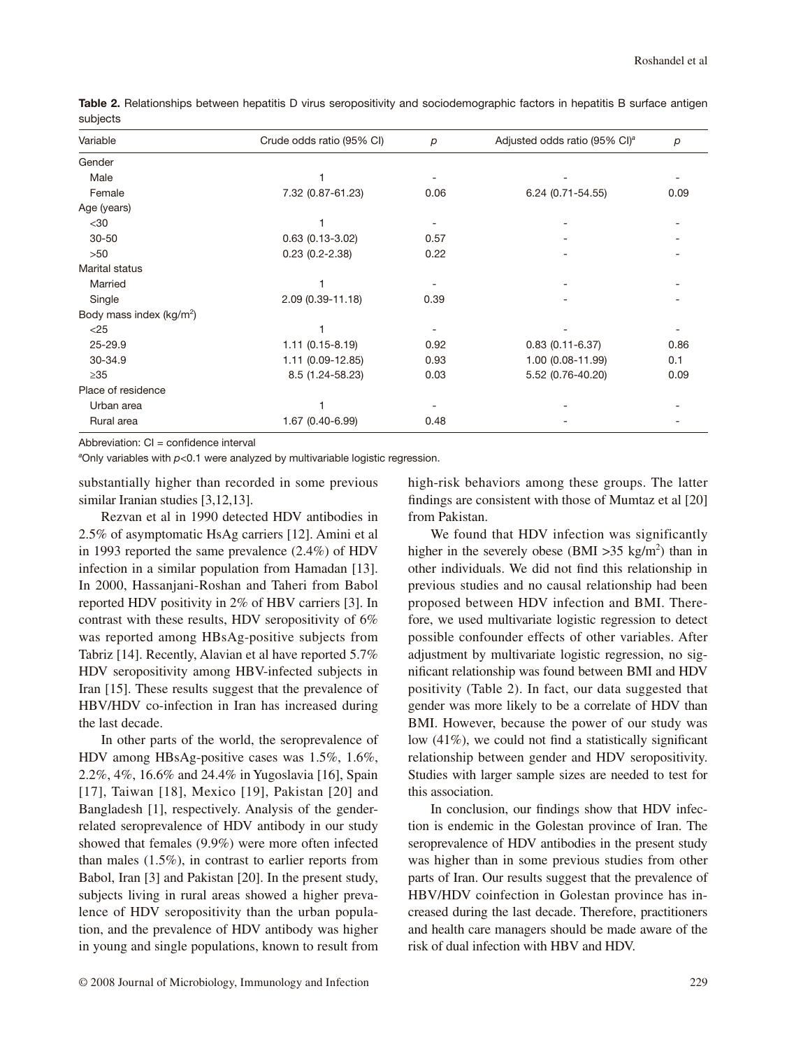**Table 2.** Relationships between hepatitis D virus seropositivity and sociodemographic factors in hepatitis B surface antigen subjects

| Variable | Crude odds ratio (95% CI) | $p$ | Adjusted odds ratio (95% CI)[a] | $p$ |
|---|---|---|---|---|
| Gender | | | | |
| Male | 1 | - | - | - |
| Female | 7.32 (0.87-61.23) | 0.06 | 6.24 (0.71-54.55) | 0.09 |
| Age (years) | | | | |
| <30 | 1 | - | - | - |
| 30-50 | 0.63 (0.13-3.02) | 0.57 | - | - |
| >50 | 0.23 (0.2-2.38) | 0.22 | - | - |
| Marital status | | | | |
| Married | 1 | - | - | - |
| Single | 2.09 (0.39-11.18) | 0.39 | - | - |
| Body mass index (kg/m$^2$) | | | | |
| <25 | 1 | - | - | - |
| 25-29.9 | 1.11 (0.15-8.19) | 0.92 | 0.83 (0.11-6.37) | 0.86 |
| 30-34.9 | 1.11 (0.09-12.85) | 0.93 | 1.00 (0.08-11.99) | 0.1 |
| ≥35 | 8.5 (1.24-58.23) | 0.03 | 5.52 (0.76-40.20) | 0.09 |
| Place of residence | | | | |
| Urban area | 1 | - | - | - |
| Rural area | 1.67 (0.40-6.99) | 0.48 | - | - |

Abbreviation: CI = confidence interval

[a]Only variables with $p$<0.1 were analyzed by multivariable logistic regression.

substantially higher than recorded in some previous similar Iranian studies [3,12,13].

Rezvan et al in 1990 detected HDV antibodies in 2.5% of asymptomatic HsAg carriers [12]. Amini et al in 1993 reported the same prevalence (2.4%) of HDV infection in a similar population from Hamadan [13]. In 2000, Hassanjani-Roshan and Taheri from Babol reported HDV positivity in 2% of HBV carriers [3]. In contrast with these results, HDV seropositivity of 6% was reported among HBsAg-positive subjects from Tabriz [14]. Recently, Alavian et al have reported 5.7% HDV seropositivity among HBV-infected subjects in Iran [15]. These results suggest that the prevalence of HBV/HDV co-infection in Iran has increased during the last decade.

In other parts of the world, the seroprevalence of HDV among HBsAg-positive cases was 1.5%, 1.6%, 2.2%, 4%, 16.6% and 24.4% in Yugoslavia [16], Spain [17], Taiwan [18], Mexico [19], Pakistan [20] and Bangladesh [1], respectively. Analysis of the gender-related seroprevalence of HDV antibody in our study showed that females (9.9%) were more often infected than males (1.5%), in contrast to earlier reports from Babol, Iran [3] and Pakistan [20]. In the present study, subjects living in rural areas showed a higher prevalence of HDV seropositivity than the urban population, and the prevalence of HDV antibody was higher in young and single populations, known to result from high-risk behaviors among these groups. The latter findings are consistent with those of Mumtaz et al [20] from Pakistan.

We found that HDV infection was significantly higher in the severely obese (BMI >35 kg/m$^2$) than in other individuals. We did not find this relationship in previous studies and no causal relationship had been proposed between HDV infection and BMI. Therefore, we used multivariate logistic regression to detect possible confounder effects of other variables. After adjustment by multivariate logistic regression, no significant relationship was found between BMI and HDV positivity (Table 2). In fact, our data suggested that gender was more likely to be a correlate of HDV than BMI. However, because the power of our study was low (41%), we could not find a statistically significant relationship between gender and HDV seropositivity. Studies with larger sample sizes are needed to test for this association.

In conclusion, our findings show that HDV infection is endemic in the Golestan province of Iran. The seroprevalence of HDV antibodies in the present study was higher than in some previous studies from other parts of Iran. Our results suggest that the prevalence of HBV/HDV coinfection in Golestan province has increased during the last decade. Therefore, practitioners and health care managers should be made aware of the risk of dual infection with HBV and HDV.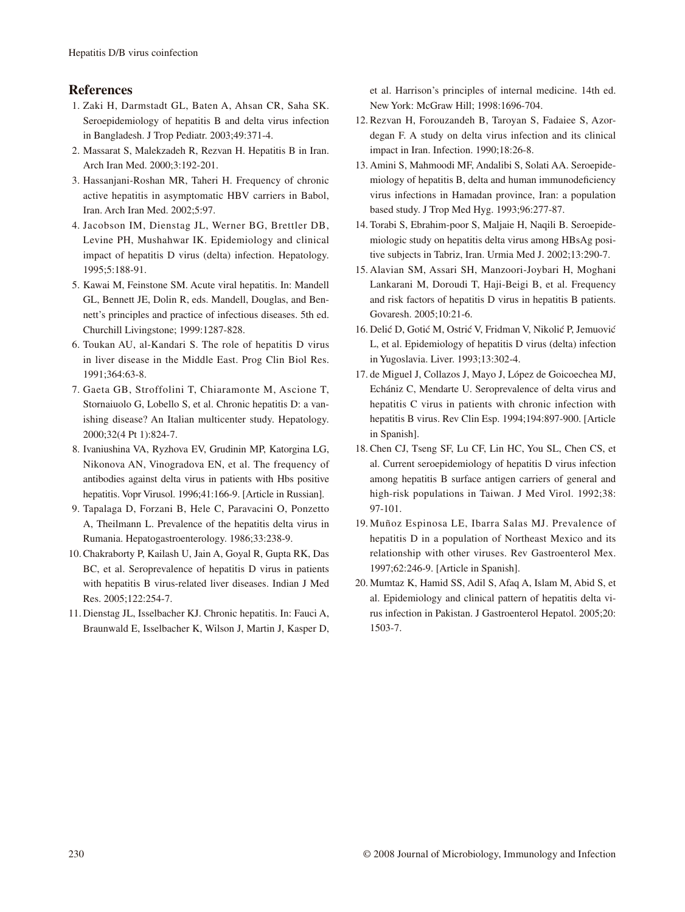## References

1. Zaki H, Darmstadt GL, Baten A, Ahsan CR, Saha SK. Seroepidemiology of hepatitis B and delta virus infection in Bangladesh. J Trop Pediatr. 2003;49:371-4.
2. Massarat S, Malekzadeh R, Rezvan H. Hepatitis B in Iran. Arch Iran Med. 2000;3:192-201.
3. Hassanjani-Roshan MR, Taheri H. Frequency of chronic active hepatitis in asymptomatic HBV carriers in Babol, Iran. Arch Iran Med. 2002;5:97.
4. Jacobson IM, Dienstag JL, Werner BG, Brettler DB, Levine PH, Mushahwar IK. Epidemiology and clinical impact of hepatitis D virus (delta) infection. Hepatology. 1995;5:188-91.
5. Kawai M, Feinstone SM. Acute viral hepatitis. In: Mandell GL, Bennett JE, Dolin R, eds. Mandell, Douglas, and Bennett's principles and practice of infectious diseases. 5th ed. Churchill Livingstone; 1999:1287-828.
6. Toukan AU, al-Kandari S. The role of hepatitis D virus in liver disease in the Middle East. Prog Clin Biol Res. 1991;364:63-8.
7. Gaeta GB, Stroffolini T, Chiaramonte M, Ascione T, Stornaiuolo G, Lobello S, et al. Chronic hepatitis D: a vanishing disease? An Italian multicenter study. Hepatology. 2000;32(4 Pt 1):824-7.
8. Ivaniushina VA, Ryzhova EV, Grudinin MP, Katorgina LG, Nikonova AN, Vinogradova EN, et al. The frequency of antibodies against delta virus in patients with Hbs positive hepatitis. Vopr Virusol. 1996;41:166-9. [Article in Russian].
9. Tapalaga D, Forzani B, Hele C, Paravacini O, Ponzetto A, Theilmann L. Prevalence of the hepatitis delta virus in Rumania. Hepatogastroenterology. 1986;33:238-9.
10. Chakraborty P, Kailash U, Jain A, Goyal R, Gupta RK, Das BC, et al. Seroprevalence of hepatitis D virus in patients with hepatitis B virus-related liver diseases. Indian J Med Res. 2005;122:254-7.
11. Dienstag JL, Isselbacher KJ. Chronic hepatitis. In: Fauci A, Braunwald E, Isselbacher K, Wilson J, Martin J, Kasper D, et al. Harrison's principles of internal medicine. 14th ed. New York: McGraw Hill; 1998:1696-704.
12. Rezvan H, Forouzandeh B, Taroyan S, Fadaiee S, Azordegan F. A study on delta virus infection and its clinical impact in Iran. Infection. 1990;18:26-8.
13. Amini S, Mahmoodi MF, Andalibi S, Solati AA. Seroepidemiology of hepatitis B, delta and human immunodeficiency virus infections in Hamadan province, Iran: a population based study. J Trop Med Hyg. 1993;96:277-87.
14. Torabi S, Ebrahim-poor S, Maljaie H, Naqili B. Seroepidemiologic study on hepatitis delta virus among HBsAg positive subjects in Tabriz, Iran. Urmia Med J. 2002;13:290-7.
15. Alavian SM, Assari SH, Manzoori-Joybari H, Moghani Lankarani M, Doroudi T, Haji-Beigi B, et al. Frequency and risk factors of hepatitis D virus in hepatitis B patients. Govaresh. 2005;10:21-6.
16. Delić D, Gotić M, Ostrić V, Fridman V, Nikolić P, Jemuović L, et al. Epidemiology of hepatitis D virus (delta) infection in Yugoslavia. Liver. 1993;13:302-4.
17. de Miguel J, Collazos J, Mayo J, López de Goicoechea MJ, Echániz C, Mendarte U. Seroprevalence of delta virus and hepatitis C virus in patients with chronic infection with hepatitis B virus. Rev Clin Esp. 1994;194:897-900. [Article in Spanish].
18. Chen CJ, Tseng SF, Lu CF, Lin HC, You SL, Chen CS, et al. Current seroepidemiology of hepatitis D virus infection among hepatitis B surface antigen carriers of general and high-risk populations in Taiwan. J Med Virol. 1992;38: 97-101.
19. Muñoz Espinosa LE, Ibarra Salas MJ. Prevalence of hepatitis D in a population of Northeast Mexico and its relationship with other viruses. Rev Gastroenterol Mex. 1997;62:246-9. [Article in Spanish].
20. Mumtaz K, Hamid SS, Adil S, Afaq A, Islam M, Abid S, et al. Epidemiology and clinical pattern of hepatitis delta virus infection in Pakistan. J Gastroenterol Hepatol. 2005;20: 1503-7.